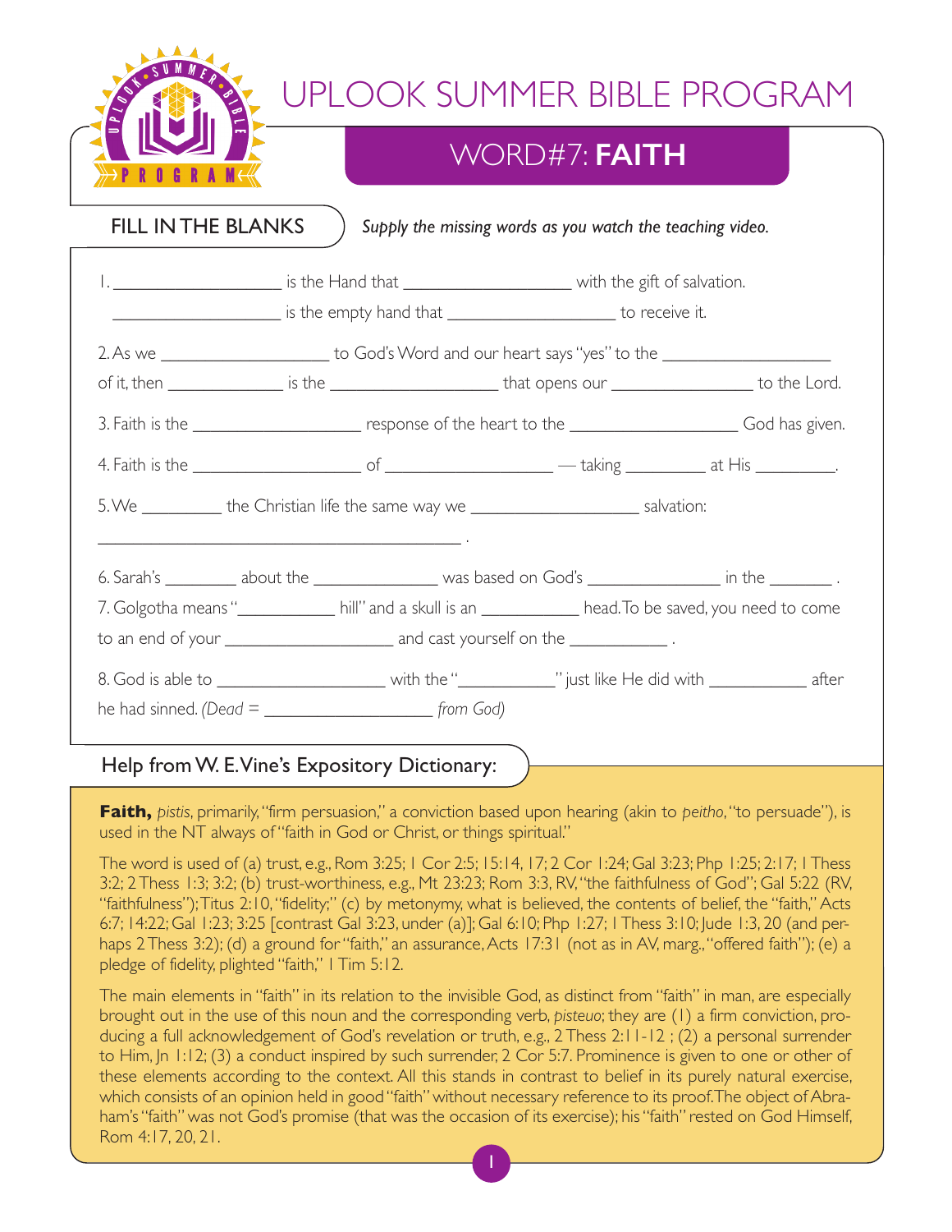# UPLOOK SUMMER BIBLE PROGRAM

## WORD#7: **FAITH**

### FILL IN THE BLANKS

*Supply the missing words as you watch the teaching video.*

1. __________________ is the Hand that __________________ with the gift of salvation.
   __________________ is the empty hand that __________________ to receive it.

2. As we __________________ to God's Word and our heart says "yes" to the __________________ of it, then ____________ is the __________________ that opens our _______________ to the Lord.

3. Faith is the __________________ response of the heart to the __________________ God has given.

4. Faith is the __________________ of __________________ — taking _________ at His _________.

5. We _________ the Christian life the same way we __________________ salvation:
   ________________________________________ .

6. Sarah's ________ about the _____________ was based on God's ______________ in the _______ .

7. Golgotha means "__________ hill" and a skull is an __________ head. To be saved, you need to come to an end of your __________________ and cast yourself on the __________ .

8. God is able to __________________ with the "__________" just like He did with __________ after he had sinned. *(Dead =* __________________ *from God)*

### Help from W. E. Vine's Expository Dictionary:

**Faith,** *pistis*, primarily, "firm persuasion," a conviction based upon hearing (akin to *peitho*, "to persuade"), is used in the NT always of "faith in God or Christ, or things spiritual."

The word is used of (a) trust, e.g., Rom 3:25; 1 Cor 2:5; 15:14, 17; 2 Cor 1:24; Gal 3:23; Php 1:25; 2:17; 1 Thess 3:2; 2 Thess 1:3; 3:2; (b) trust-worthiness, e.g., Mt 23:23; Rom 3:3, RV, "the faithfulness of God"; Gal 5:22 (RV, "faithfulness"); Titus 2:10, "fidelity;" (c) by metonymy, what is believed, the contents of belief, the "faith," Acts 6:7; 14:22; Gal 1:23; 3:25 [contrast Gal 3:23, under (a)]; Gal 6:10; Php 1:27; 1 Thess 3:10; Jude 1:3, 20 (and perhaps 2 Thess 3:2); (d) a ground for "faith," an assurance, Acts 17:31 (not as in AV, marg., "offered faith"); (e) a pledge of fidelity, plighted "faith," 1 Tim 5:12.

The main elements in "faith" in its relation to the invisible God, as distinct from "faith" in man, are especially brought out in the use of this noun and the corresponding verb, *pisteuo*; they are (1) a firm conviction, producing a full acknowledgement of God's revelation or truth, e.g., 2 Thess 2:11-12 ; (2) a personal surrender to Him, Jn 1:12; (3) a conduct inspired by such surrender, 2 Cor 5:7. Prominence is given to one or other of these elements according to the context. All this stands in contrast to belief in its purely natural exercise, which consists of an opinion held in good "faith" without necessary reference to its proof. The object of Abraham's "faith" was not God's promise (that was the occasion of its exercise); his "faith" rested on God Himself, Rom 4:17, 20, 21.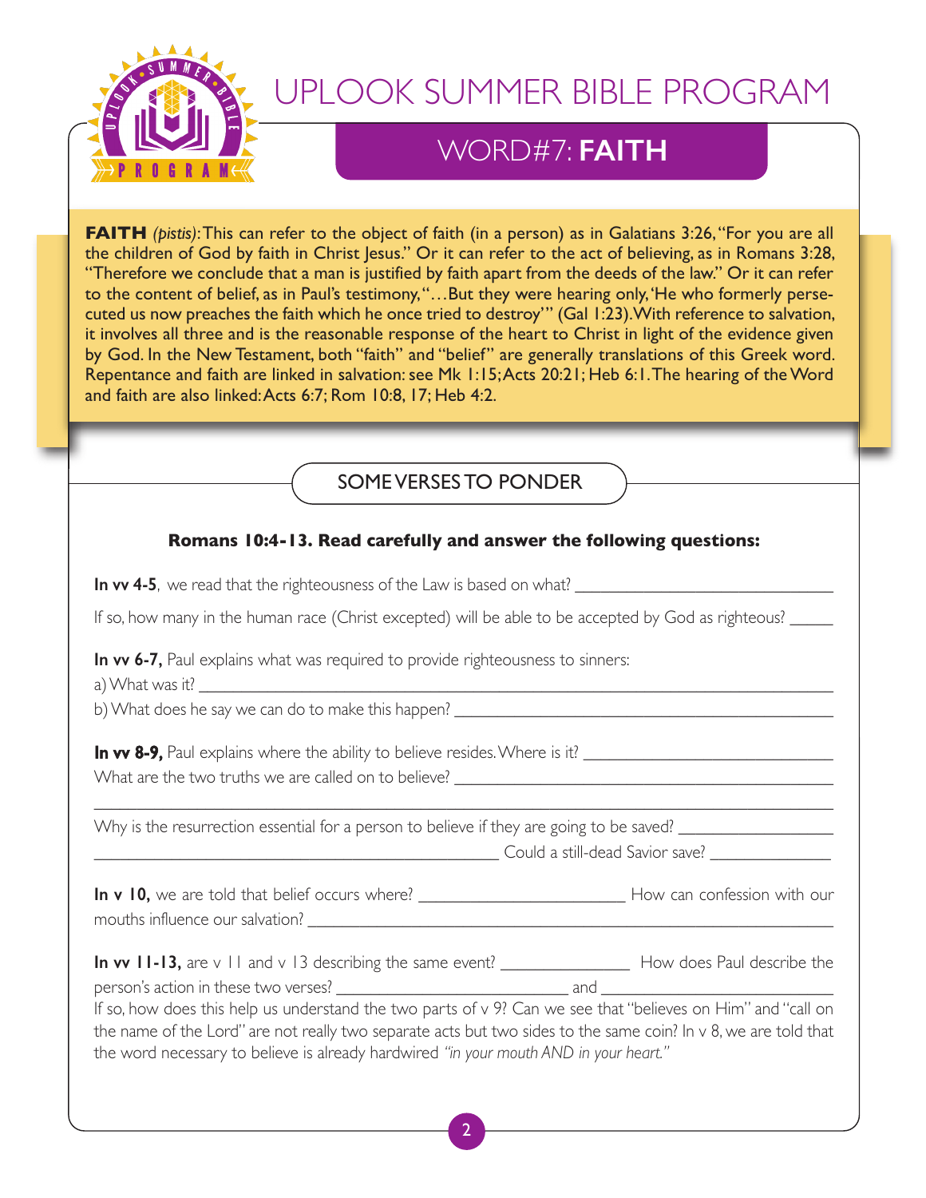# UPLOOK SUMMER BIBLE PROGRAM

## WORD#7: **FAITH**

**FAITH** *(pistis)*: This can refer to the object of faith (in a person) as in Galatians 3:26, "For you are all the children of God by faith in Christ Jesus." Or it can refer to the act of believing, as in Romans 3:28, "Therefore we conclude that a man is justified by faith apart from the deeds of the law." Or it can refer to the content of belief, as in Paul's testimony, "…But they were hearing only, 'He who formerly persecuted us now preaches the faith which he once tried to destroy'" (Gal 1:23). With reference to salvation, it involves all three and is the reasonable response of the heart to Christ in light of the evidence given by God. In the New Testament, both "faith" and "belief" are generally translations of this Greek word. Repentance and faith are linked in salvation: see Mk 1:15; Acts 20:21; Heb 6:1. The hearing of the Word and faith are also linked: Acts 6:7; Rom 10:8, 17; Heb 4:2.

### SOME VERSES TO PONDER

**Romans 10:4-13. Read carefully and answer the following questions:**

**In vv 4-5**, we read that the righteousness of the Law is based on what? ______________________________

If so, how many in the human race (Christ excepted) will be able to be accepted by God as righteous? _____

**In vv 6-7,** Paul explains what was required to provide righteousness to sinners:
a) What was it? ______________________________________________________________
b) What does he say we can do to make this happen? ______________________________________

**In vv 8-9,** Paul explains where the ability to believe resides. Where is it? ____________________________
What are the two truths we are called on to believe? ___________________________________________
______________________________________________________________________________

Why is the resurrection essential for a person to believe if they are going to be saved? _________________
_______________________________________________ Could a still-dead Savior save? ______________

**In v 10,** we are told that belief occurs where? ________________________ How can confession with our mouths influence our salvation? ________________________________________________________

**In vv 11-13,** are v 11 and v 13 describing the same event? _______________ How does Paul describe the person's action in these two verses? ____________________________ and ___________________________
If so, how does this help us understand the two parts of v 9? Can we see that "believes on Him" and "call on the name of the Lord" are not really two separate acts but two sides to the same coin? In v 8, we are told that the word necessary to believe is already hardwired *"in your mouth AND in your heart."*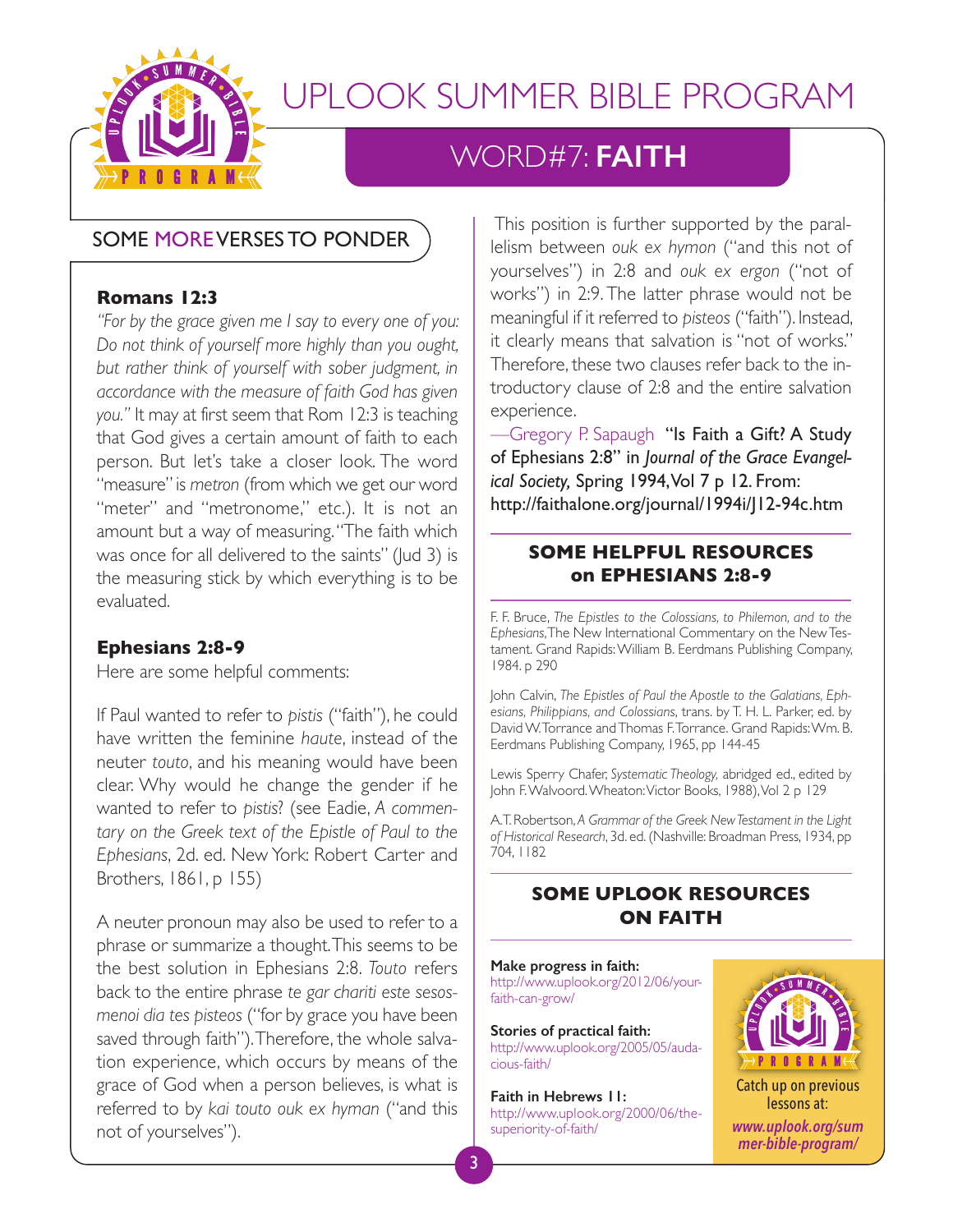# UPLOOK SUMMER BIBLE PROGRAM

## WORD#7: **FAITH**

### SOME MORE VERSES TO PONDER

**Romans 12:3**

*"For by the grace given me I say to every one of you: Do not think of yourself more highly than you ought, but rather think of yourself with sober judgment, in accordance with the measure of faith God has given you."* It may at first seem that Rom 12:3 is teaching that God gives a certain amount of faith to each person. But let's take a closer look. The word "measure" is *metron* (from which we get our word "meter" and "metronome," etc.). It is not an amount but a way of measuring. "The faith which was once for all delivered to the saints" (Jud 3) is the measuring stick by which everything is to be evaluated.

**Ephesians 2:8-9**

Here are some helpful comments:

If Paul wanted to refer to *pistis* ("faith"), he could have written the feminine *haute*, instead of the neuter *touto*, and his meaning would have been clear. Why would he change the gender if he wanted to refer to *pistis*? (see Eadie, *A commentary on the Greek text of the Epistle of Paul to the Ephesians*, 2d. ed. New York: Robert Carter and Brothers, 1861, p 155)

A neuter pronoun may also be used to refer to a phrase or summarize a thought. This seems to be the best solution in Ephesians 2:8. *Touto* refers back to the entire phrase *te gar chariti este sesosmenoi dia tes pisteos* ("for by grace you have been saved through faith"). Therefore, the whole salvation experience, which occurs by means of the grace of God when a person believes, is what is referred to by *kai touto ouk ex hyman* ("and this not of yourselves").

This position is further supported by the parallelism between *ouk ex hymon* ("and this not of yourselves") in 2:8 and *ouk ex ergon* ("not of works") in 2:9. The latter phrase would not be meaningful if it referred to *pisteos* ("faith"). Instead, it clearly means that salvation is "not of works." Therefore, these two clauses refer back to the introductory clause of 2:8 and the entire salvation experience.

—Gregory P. Sapaugh **"Is Faith a Gift? A Study of Ephesians 2:8"** in *Journal of the Grace Evangelical Society,* Spring 1994, Vol 7 p 12. From: http://faithalone.org/journal/1994i/J12-94c.htm

### SOME HELPFUL RESOURCES on EPHESIANS 2:8-9

F. F. Bruce, *The Epistles to the Colossians, to Philemon, and to the Ephesians*, The New International Commentary on the New Testament. Grand Rapids: William B. Eerdmans Publishing Company, 1984. p 290

John Calvin, *The Epistles of Paul the Apostle to the Galatians, Ephesians, Philippians, and Colossians*, trans. by T. H. L. Parker, ed. by David W. Torrance and Thomas F. Torrance. Grand Rapids: Wm. B. Eerdmans Publishing Company, 1965, pp 144-45

Lewis Sperry Chafer, *Systematic Theology,* abridged ed., edited by John F. Walvoord. Wheaton: Victor Books, 1988), Vol 2 p 129

A. T. Robertson, *A Grammar of the Greek New Testament in the Light of Historical Research*, 3d. ed. (Nashville: Broadman Press, 1934, pp 704, 1182

### SOME UPLOOK RESOURCES ON FAITH

**Make progress in faith:**
http://www.uplook.org/2012/06/your-faith-can-grow/

**Stories of practical faith:**
http://www.uplook.org/2005/05/audacious-faith/

**Faith in Hebrews 11:**
http://www.uplook.org/2000/06/the-superiority-of-faith/

Catch up on previous lessons at:
***www.uplook.org/summer-bible-program/***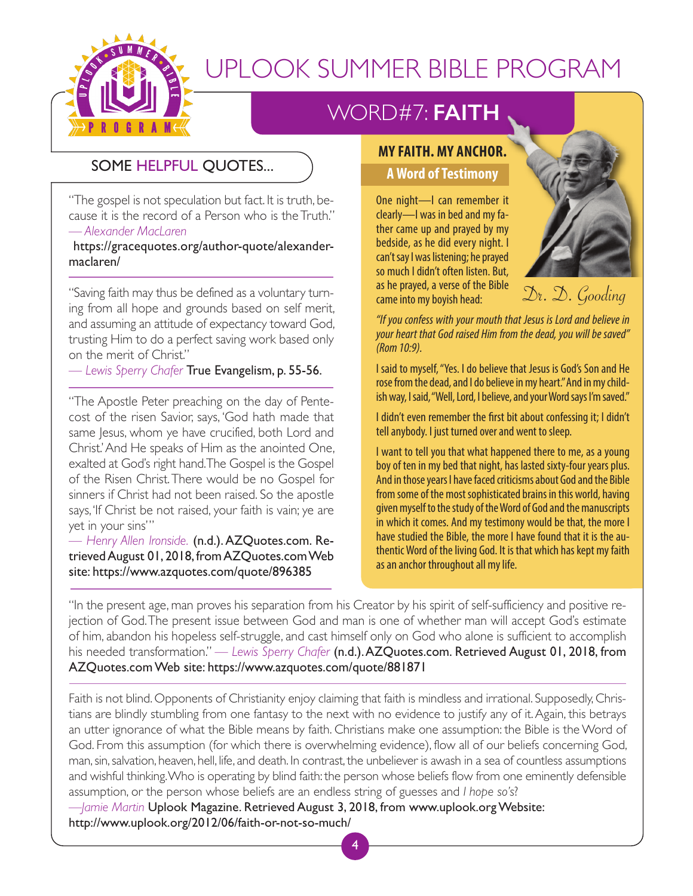# UPLOOK SUMMER BIBLE PROGRAM

## WORD#7: **FAITH**

### SOME HELPFUL QUOTES...

"The gospel is not speculation but fact. It is truth, because it is the record of a Person who is the Truth."
*— Alexander MacLaren*
https://gracequotes.org/author-quote/alexander-maclaren/

"Saving faith may thus be defined as a voluntary turning from all hope and grounds based on self merit, and assuming an attitude of expectancy toward God, trusting Him to do a perfect saving work based only on the merit of Christ."
*— Lewis Sperry Chafer* True Evangelism, p. 55-56.

"The Apostle Peter preaching on the day of Pentecost of the risen Savior, says, 'God hath made that same Jesus, whom ye have crucified, both Lord and Christ.' And He speaks of Him as the anointed One, exalted at God's right hand. The Gospel is the Gospel of the Risen Christ. There would be no Gospel for sinners if Christ had not been raised. So the apostle says, 'If Christ be not raised, your faith is vain; ye are yet in your sins'"
*— Henry Allen Ironside.* (n.d.). AZQuotes.com. Retrieved August 01, 2018, from AZQuotes.com Web site: https://www.azquotes.com/quote/896385

### MY FAITH. MY ANCHOR.

**A Word of Testimony**

One night—I can remember it clearly—I was in bed and my father came up and prayed by my bedside, as he did every night. I can't say I was listening; he prayed so much I didn't often listen. But, as he prayed, a verse of the Bible came into my boyish head:

*Dr. D. Gooding*

*"If you confess with your mouth that Jesus is Lord and believe in your heart that God raised Him from the dead, you will be saved" (Rom 10:9).*

I said to myself, "Yes. I do believe that Jesus is God's Son and He rose from the dead, and I do believe in my heart." And in my childish way, I said, "Well, Lord, I believe, and your Word says I'm saved."

I didn't even remember the first bit about confessing it; I didn't tell anybody. I just turned over and went to sleep.

I want to tell you that what happened there to me, as a young boy of ten in my bed that night, has lasted sixty-four years plus. And in those years I have faced criticisms about God and the Bible from some of the most sophisticated brains in this world, having given myself to the study of the Word of God and the manuscripts in which it comes. And my testimony would be that, the more I have studied the Bible, the more I have found that it is the authentic Word of the living God. It is that which has kept my faith as an anchor throughout all my life.

"In the present age, man proves his separation from his Creator by his spirit of self-sufficiency and positive rejection of God. The present issue between God and man is one of whether man will accept God's estimate of him, abandon his hopeless self-struggle, and cast himself only on God who alone is sufficient to accomplish his needed transformation." *— Lewis Sperry Chafer* (n.d.). AZQuotes.com. Retrieved August 01, 2018, from AZQuotes.com Web site: https://www.azquotes.com/quote/881871

Faith is not blind. Opponents of Christianity enjoy claiming that faith is mindless and irrational. Supposedly, Christians are blindly stumbling from one fantasy to the next with no evidence to justify any of it. Again, this betrays an utter ignorance of what the Bible means by faith. Christians make one assumption: the Bible is the Word of God. From this assumption (for which there is overwhelming evidence), flow all of our beliefs concerning God, man, sin, salvation, heaven, hell, life, and death. In contrast, the unbeliever is awash in a sea of countless assumptions and wishful thinking. Who is operating by blind faith: the person whose beliefs flow from one eminently defensible assumption, or the person whose beliefs are an endless string of guesses and *I hope so's*?
*—Jamie Martin* Uplook Magazine. Retrieved August 3, 2018, from www.uplook.org Website: http://www.uplook.org/2012/06/faith-or-not-so-much/